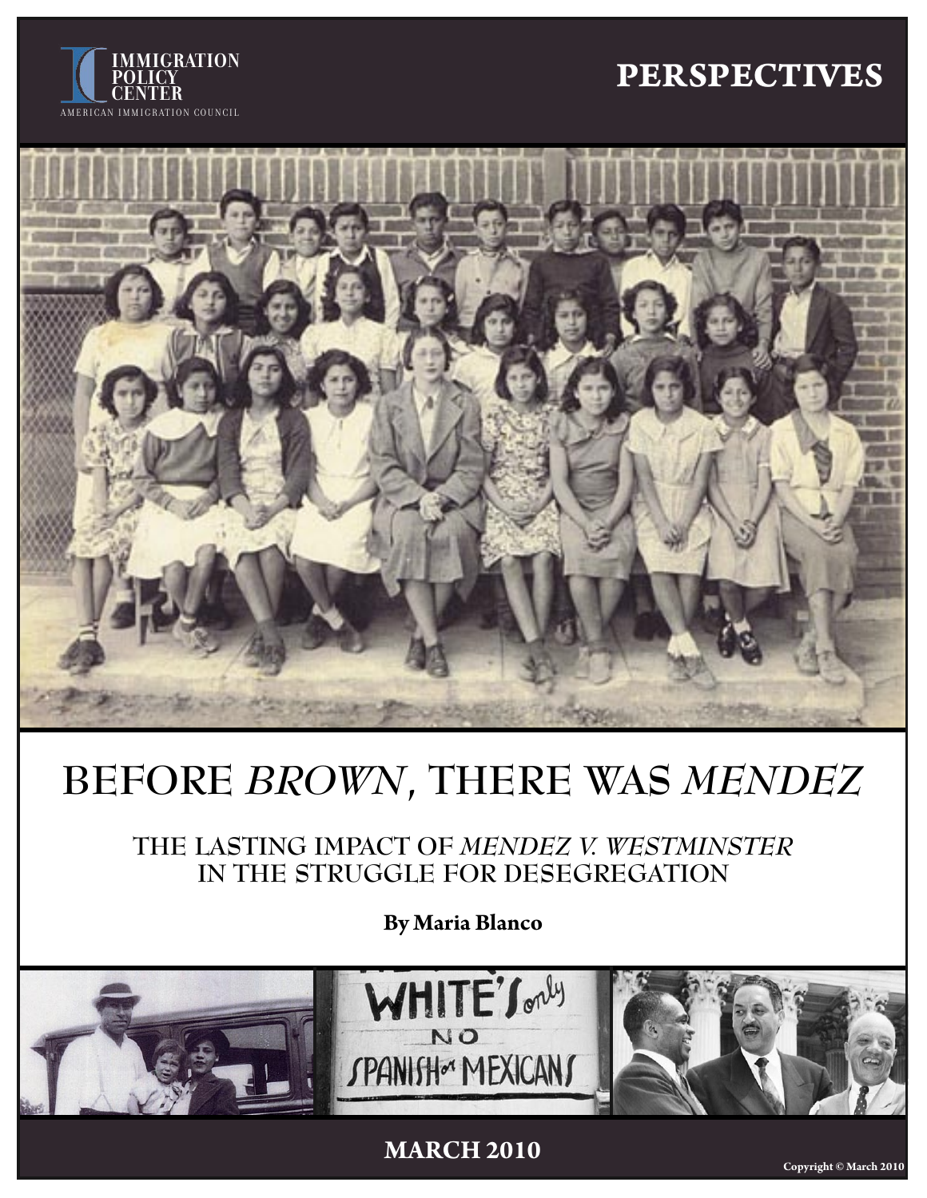IMMIGRATION POLICY CENTER

AMERICAN IMMIGRATION COUNCIL

**PERSPECTIVES**

# BEFORE *BROWN*, THERE WAS *MENDEZ*

## THE LASTING IMPACT OF *MENDEZ V. WESTMINSTER* IN THE STRUGGLE FOR DESEGREGATION

**By Maria Blanco**

**MARCH 2010**

Copyright © March 2010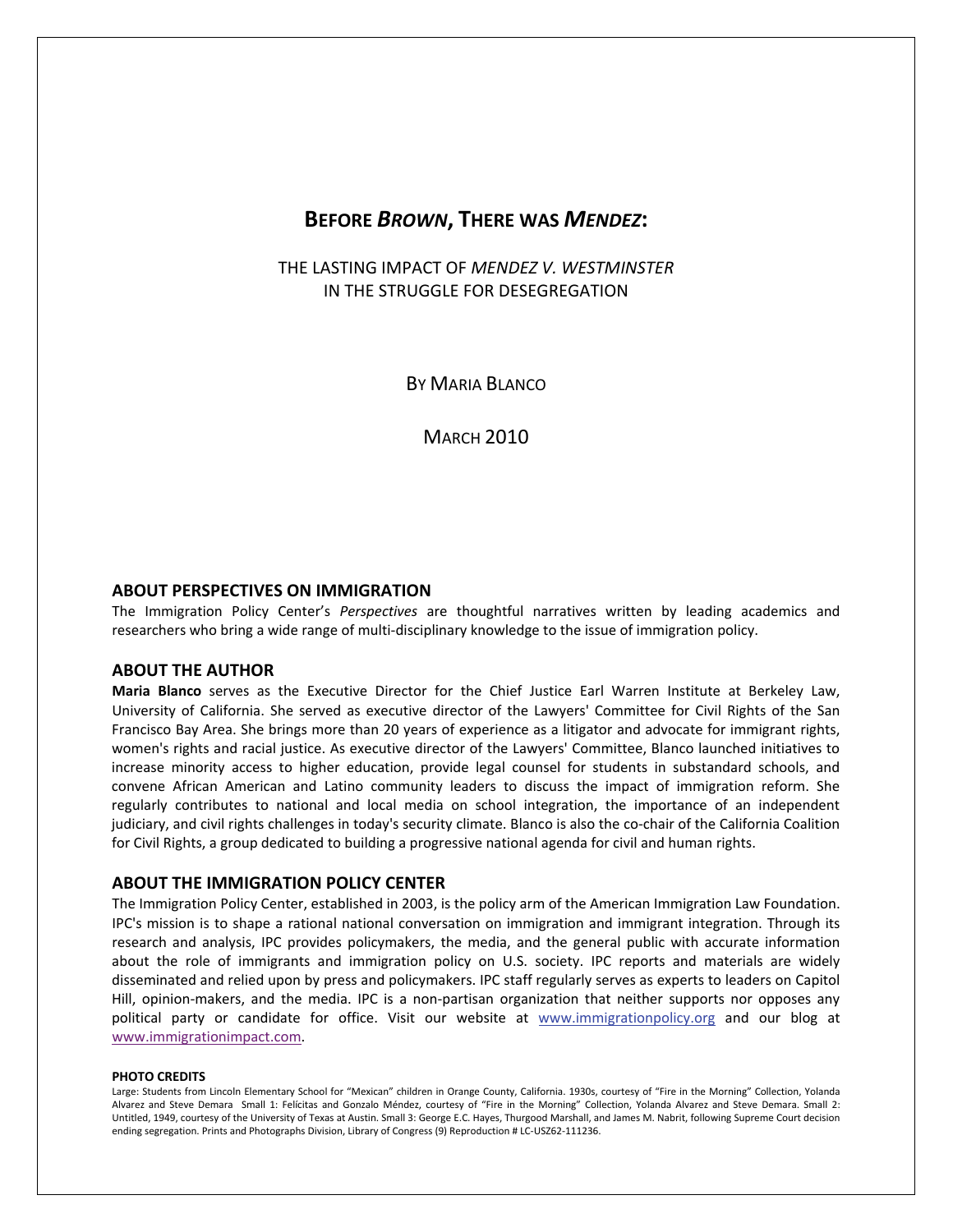# BEFORE *BROWN*, THERE WAS *MENDEZ*:

## THE LASTING IMPACT OF *MENDEZ V. WESTMINSTER* IN THE STRUGGLE FOR DESEGREGATION

BY MARIA BLANCO

MARCH 2010

### ABOUT PERSPECTIVES ON IMMIGRATION

The Immigration Policy Center's *Perspectives* are thoughtful narratives written by leading academics and researchers who bring a wide range of multi-disciplinary knowledge to the issue of immigration policy.

### ABOUT THE AUTHOR

**Maria Blanco** serves as the Executive Director for the Chief Justice Earl Warren Institute at Berkeley Law, University of California. She served as executive director of the Lawyers' Committee for Civil Rights of the San Francisco Bay Area. She brings more than 20 years of experience as a litigator and advocate for immigrant rights, women's rights and racial justice. As executive director of the Lawyers' Committee, Blanco launched initiatives to increase minority access to higher education, provide legal counsel for students in substandard schools, and convene African American and Latino community leaders to discuss the impact of immigration reform. She regularly contributes to national and local media on school integration, the importance of an independent judiciary, and civil rights challenges in today's security climate. Blanco is also the co-chair of the California Coalition for Civil Rights, a group dedicated to building a progressive national agenda for civil and human rights.

### ABOUT THE IMMIGRATION POLICY CENTER

The Immigration Policy Center, established in 2003, is the policy arm of the American Immigration Law Foundation. IPC's mission is to shape a rational national conversation on immigration and immigrant integration. Through its research and analysis, IPC provides policymakers, the media, and the general public with accurate information about the role of immigrants and immigration policy on U.S. society. IPC reports and materials are widely disseminated and relied upon by press and policymakers. IPC staff regularly serves as experts to leaders on Capitol Hill, opinion-makers, and the media. IPC is a non-partisan organization that neither supports nor opposes any political party or candidate for office. Visit our website at www.immigrationpolicy.org and our blog at www.immigrationimpact.com.

**PHOTO CREDITS**

Large: Students from Lincoln Elementary School for "Mexican" children in Orange County, California. 1930s, courtesy of "Fire in the Morning" Collection, Yolanda Alvarez and Steve Demara Small 1: Felícitas and Gonzalo Méndez, courtesy of "Fire in the Morning" Collection, Yolanda Alvarez and Steve Demara. Small 2: Untitled, 1949, courtesy of the University of Texas at Austin. Small 3: George E.C. Hayes, Thurgood Marshall, and James M. Nabrit, following Supreme Court decision ending segregation. Prints and Photographs Division, Library of Congress (9) Reproduction # LC-USZ62-111236.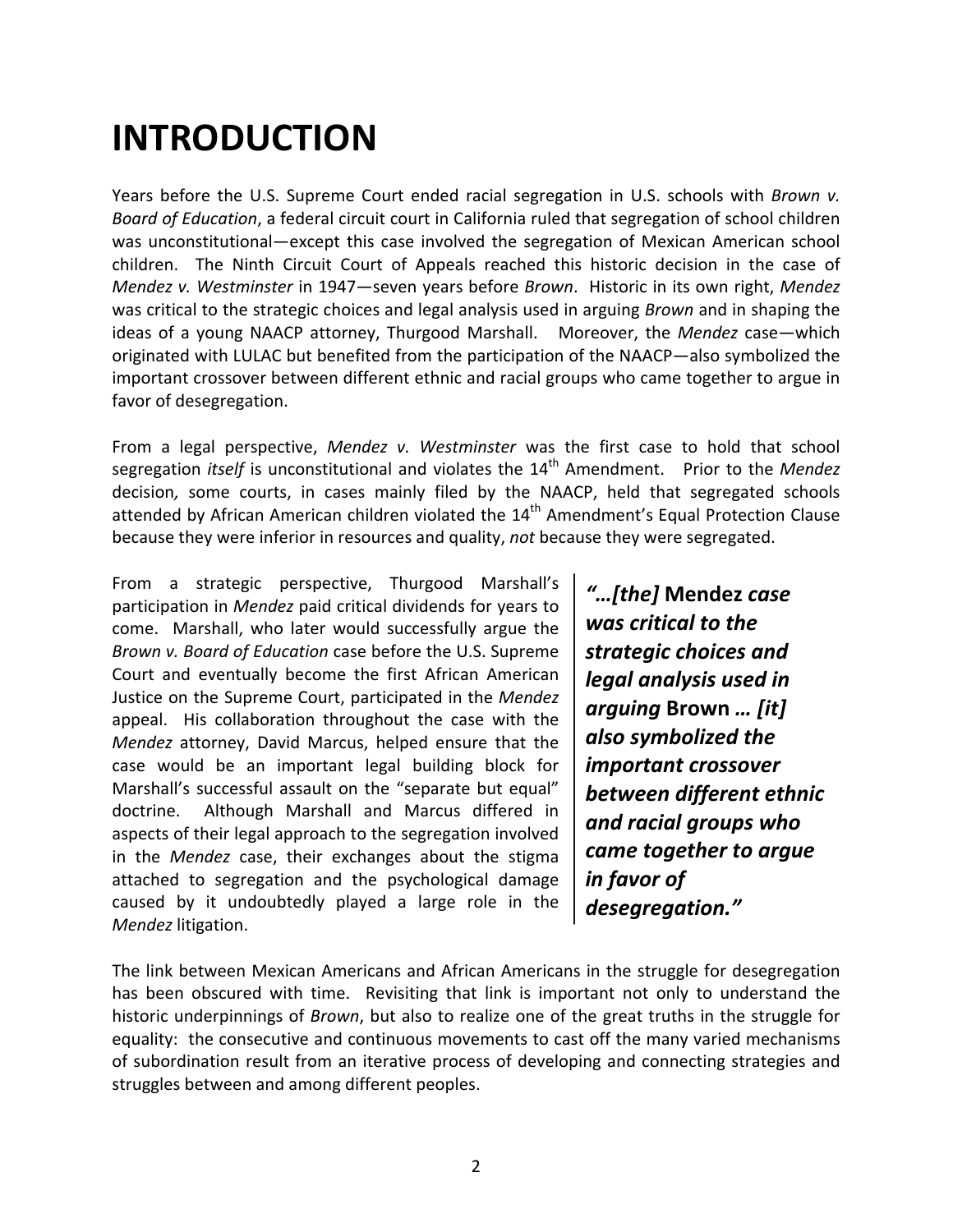# INTRODUCTION

Years before the U.S. Supreme Court ended racial segregation in U.S. schools with *Brown v. Board of Education*, a federal circuit court in California ruled that segregation of school children was unconstitutional—except this case involved the segregation of Mexican American school children. The Ninth Circuit Court of Appeals reached this historic decision in the case of *Mendez v. Westminster* in 1947—seven years before *Brown*. Historic in its own right, *Mendez* was critical to the strategic choices and legal analysis used in arguing *Brown* and in shaping the ideas of a young NAACP attorney, Thurgood Marshall. Moreover, the *Mendez* case—which originated with LULAC but benefited from the participation of the NAACP—also symbolized the important crossover between different ethnic and racial groups who came together to argue in favor of desegregation.

From a legal perspective, *Mendez v. Westminster* was the first case to hold that school segregation *itself* is unconstitutional and violates the 14th Amendment. Prior to the *Mendez* decision*,* some courts, in cases mainly filed by the NAACP, held that segregated schools attended by African American children violated the 14th Amendment's Equal Protection Clause because they were inferior in resources and quality, *not* because they were segregated.

From a strategic perspective, Thurgood Marshall's participation in *Mendez* paid critical dividends for years to come. Marshall, who later would successfully argue the *Brown v. Board of Education* case before the U.S. Supreme Court and eventually become the first African American Justice on the Supreme Court, participated in the *Mendez* appeal. His collaboration throughout the case with the *Mendez* attorney, David Marcus, helped ensure that the case would be an important legal building block for Marshall's successful assault on the "separate but equal" doctrine. Although Marshall and Marcus differed in aspects of their legal approach to the segregation involved in the *Mendez* case, their exchanges about the stigma attached to segregation and the psychological damage caused by it undoubtedly played a large role in the *Mendez* litigation.

> ***"…[the]* Mendez *case was critical to the strategic choices and legal analysis used in arguing* Brown *… [it] also symbolized the important crossover between different ethnic and racial groups who came together to argue in favor of desegregation."***

The link between Mexican Americans and African Americans in the struggle for desegregation has been obscured with time. Revisiting that link is important not only to understand the historic underpinnings of *Brown*, but also to realize one of the great truths in the struggle for equality: the consecutive and continuous movements to cast off the many varied mechanisms of subordination result from an iterative process of developing and connecting strategies and struggles between and among different peoples.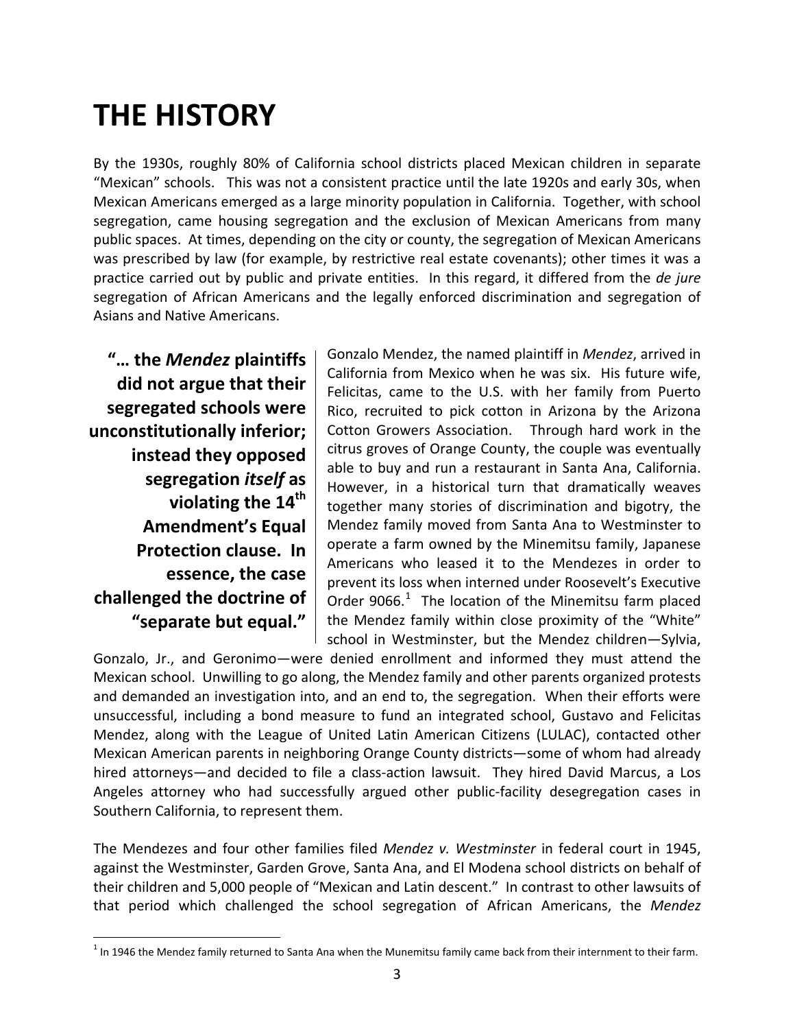# THE HISTORY

By the 1930s, roughly 80% of California school districts placed Mexican children in separate "Mexican" schools. This was not a consistent practice until the late 1920s and early 30s, when Mexican Americans emerged as a large minority population in California. Together, with school segregation, came housing segregation and the exclusion of Mexican Americans from many public spaces. At times, depending on the city or county, the segregation of Mexican Americans was prescribed by law (for example, by restrictive real estate covenants); other times it was a practice carried out by public and private entities. In this regard, it differed from the *de jure* segregation of African Americans and the legally enforced discrimination and segregation of Asians and Native Americans.

> **"… the *Mendez* plaintiffs did not argue that their segregated schools were unconstitutionally inferior; instead they opposed segregation *itself* as violating the 14th Amendment's Equal Protection clause. In essence, the case challenged the doctrine of "separate but equal."**

Gonzalo Mendez, the named plaintiff in *Mendez*, arrived in California from Mexico when he was six. His future wife, Felicitas, came to the U.S. with her family from Puerto Rico, recruited to pick cotton in Arizona by the Arizona Cotton Growers Association. Through hard work in the citrus groves of Orange County, the couple was eventually able to buy and run a restaurant in Santa Ana, California. However, in a historical turn that dramatically weaves together many stories of discrimination and bigotry, the Mendez family moved from Santa Ana to Westminster to operate a farm owned by the Minemitsu family, Japanese Americans who leased it to the Mendezes in order to prevent its loss when interned under Roosevelt's Executive Order 9066.[1] The location of the Minemitsu farm placed the Mendez family within close proximity of the "White" school in Westminster, but the Mendez children—Sylvia, Gonzalo, Jr., and Geronimo—were denied enrollment and informed they must attend the Mexican school. Unwilling to go along, the Mendez family and other parents organized protests and demanded an investigation into, and an end to, the segregation. When their efforts were unsuccessful, including a bond measure to fund an integrated school, Gustavo and Felicitas Mendez, along with the League of United Latin American Citizens (LULAC), contacted other Mexican American parents in neighboring Orange County districts—some of whom had already hired attorneys—and decided to file a class-action lawsuit. They hired David Marcus, a Los Angeles attorney who had successfully argued other public-facility desegregation cases in Southern California, to represent them.

The Mendezes and four other families filed *Mendez v. Westminster* in federal court in 1945, against the Westminster, Garden Grove, Santa Ana, and El Modena school districts on behalf of their children and 5,000 people of "Mexican and Latin descent." In contrast to other lawsuits of that period which challenged the school segregation of African Americans, the *Mendez*

[1] In 1946 the Mendez family returned to Santa Ana when the Munemitsu family came back from their internment to their farm.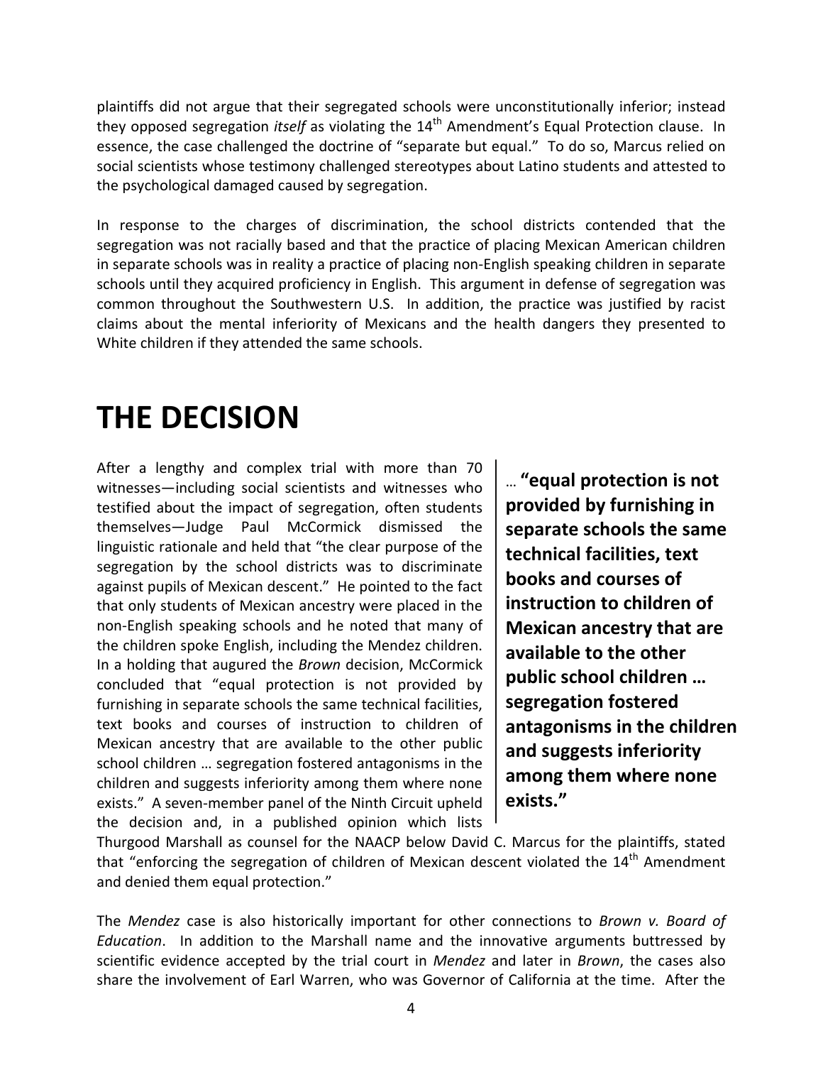plaintiffs did not argue that their segregated schools were unconstitutionally inferior; instead they opposed segregation *itself* as violating the 14th Amendment's Equal Protection clause. In essence, the case challenged the doctrine of "separate but equal." To do so, Marcus relied on social scientists whose testimony challenged stereotypes about Latino students and attested to the psychological damaged caused by segregation.

In response to the charges of discrimination, the school districts contended that the segregation was not racially based and that the practice of placing Mexican American children in separate schools was in reality a practice of placing non-English speaking children in separate schools until they acquired proficiency in English. This argument in defense of segregation was common throughout the Southwestern U.S. In addition, the practice was justified by racist claims about the mental inferiority of Mexicans and the health dangers they presented to White children if they attended the same schools.

# THE DECISION

After a lengthy and complex trial with more than 70 witnesses—including social scientists and witnesses who testified about the impact of segregation, often students themselves—Judge Paul McCormick dismissed the linguistic rationale and held that "the clear purpose of the segregation by the school districts was to discriminate against pupils of Mexican descent." He pointed to the fact that only students of Mexican ancestry were placed in the non-English speaking schools and he noted that many of the children spoke English, including the Mendez children. In a holding that augured the *Brown* decision, McCormick concluded that "equal protection is not provided by furnishing in separate schools the same technical facilities, text books and courses of instruction to children of Mexican ancestry that are available to the other public school children … segregation fostered antagonisms in the children and suggests inferiority among them where none exists." A seven-member panel of the Ninth Circuit upheld the decision and, in a published opinion which lists Thurgood Marshall as counsel for the NAACP below David C. Marcus for the plaintiffs, stated that "enforcing the segregation of children of Mexican descent violated the 14th Amendment and denied them equal protection."

> … **"equal protection is not provided by furnishing in separate schools the same technical facilities, text books and courses of instruction to children of Mexican ancestry that are available to the other public school children … segregation fostered antagonisms in the children and suggests inferiority among them where none exists."**

The *Mendez* case is also historically important for other connections to *Brown v. Board of Education*. In addition to the Marshall name and the innovative arguments buttressed by scientific evidence accepted by the trial court in *Mendez* and later in *Brown*, the cases also share the involvement of Earl Warren, who was Governor of California at the time. After the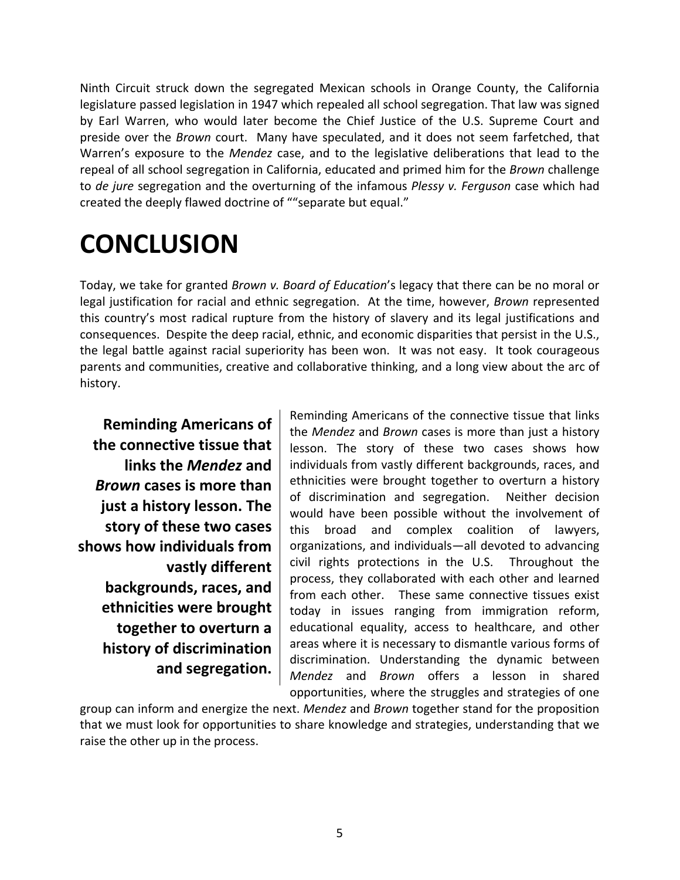Ninth Circuit struck down the segregated Mexican schools in Orange County, the California legislature passed legislation in 1947 which repealed all school segregation. That law was signed by Earl Warren, who would later become the Chief Justice of the U.S. Supreme Court and preside over the *Brown* court. Many have speculated, and it does not seem farfetched, that Warren's exposure to the *Mendez* case, and to the legislative deliberations that lead to the repeal of all school segregation in California, educated and primed him for the *Brown* challenge to *de jure* segregation and the overturning of the infamous *Plessy v. Ferguson* case which had created the deeply flawed doctrine of ""separate but equal."

# CONCLUSION

Today, we take for granted *Brown v. Board of Education*'s legacy that there can be no moral or legal justification for racial and ethnic segregation. At the time, however, *Brown* represented this country's most radical rupture from the history of slavery and its legal justifications and consequences. Despite the deep racial, ethnic, and economic disparities that persist in the U.S., the legal battle against racial superiority has been won. It was not easy. It took courageous parents and communities, creative and collaborative thinking, and a long view about the arc of history.

**Reminding Americans of the connective tissue that links the *Mendez* and *Brown* cases is more than just a history lesson. The story of these two cases shows how individuals from vastly different backgrounds, races, and ethnicities were brought together to overturn a history of discrimination and segregation.**

Reminding Americans of the connective tissue that links the *Mendez* and *Brown* cases is more than just a history lesson. The story of these two cases shows how individuals from vastly different backgrounds, races, and ethnicities were brought together to overturn a history of discrimination and segregation. Neither decision would have been possible without the involvement of this broad and complex coalition of lawyers, organizations, and individuals—all devoted to advancing civil rights protections in the U.S. Throughout the process, they collaborated with each other and learned from each other. These same connective tissues exist today in issues ranging from immigration reform, educational equality, access to healthcare, and other areas where it is necessary to dismantle various forms of discrimination. Understanding the dynamic between *Mendez* and *Brown* offers a lesson in shared opportunities, where the struggles and strategies of one group can inform and energize the next. *Mendez* and *Brown* together stand for the proposition that we must look for opportunities to share knowledge and strategies, understanding that we raise the other up in the process.